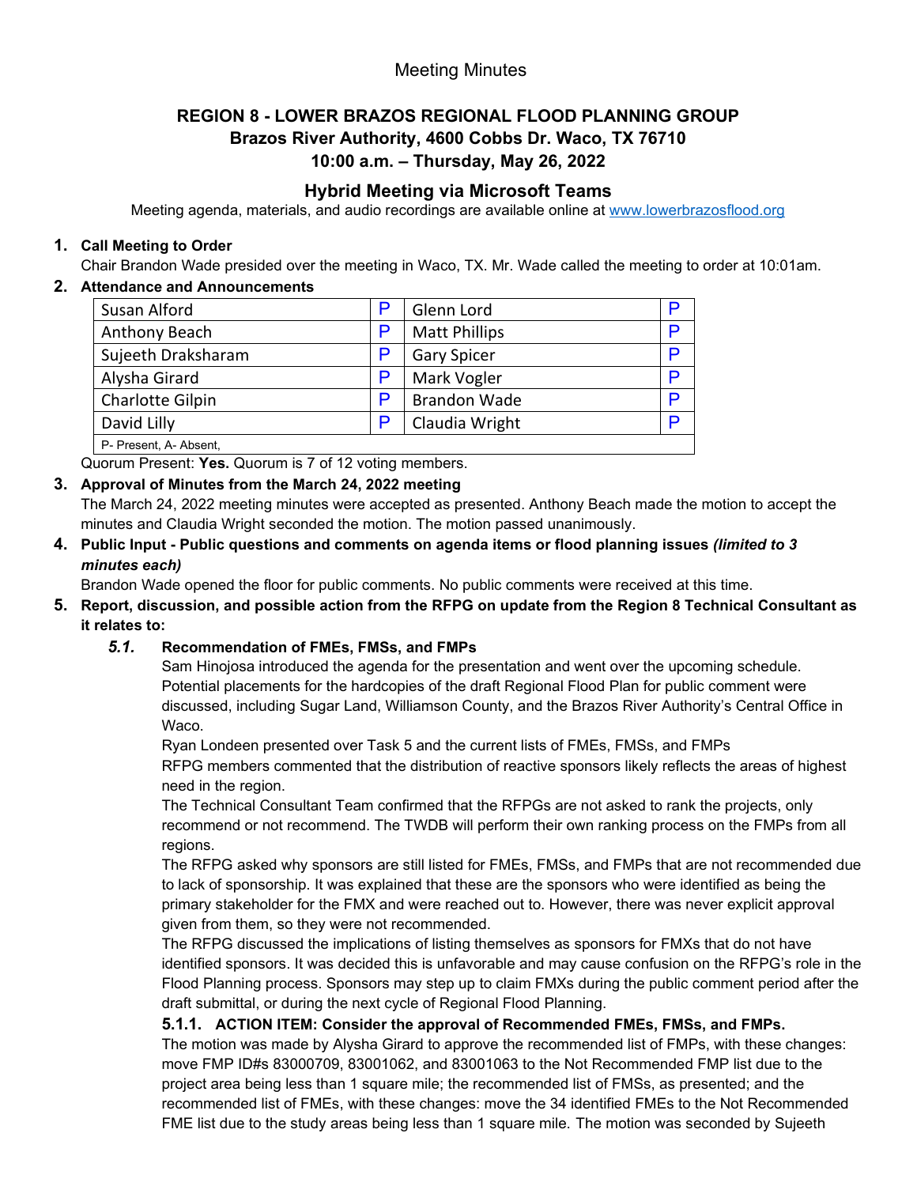Meeting Minutes

## REGION 8 - LOWER BRAZOS REGIONAL FLOOD PLANNING GROUP
## Brazos River Authority, 4600 Cobbs Dr. Waco, TX 76710
## 10:00 a.m. – Thursday, May 26, 2022

### Hybrid Meeting via Microsoft Teams

Meeting agenda, materials, and audio recordings are available online at www.lowerbrazosflood.org

1. **Call Meeting to Order**

   Chair Brandon Wade presided over the meeting in Waco, TX. Mr. Wade called the meeting to order at 10:01am.

2. **Attendance and Announcements**

| | | | |
|---|---|---|---|
| Susan Alford | P | Glenn Lord | P |
| Anthony Beach | P | Matt Phillips | P |
| Sujeeth Draksharam | P | Gary Spicer | P |
| Alysha Girard | P | Mark Vogler | P |
| Charlotte Gilpin | P | Brandon Wade | P |
| David Lilly | P | Claudia Wright | P |
| P- Present, A- Absent, | | | |

   Quorum Present: **Yes.** Quorum is 7 of 12 voting members.

3. **Approval of Minutes from the March 24, 2022 meeting**

   The March 24, 2022 meeting minutes were accepted as presented. Anthony Beach made the motion to accept the minutes and Claudia Wright seconded the motion. The motion passed unanimously.

4. **Public Input - Public questions and comments on agenda items or flood planning issues *(limited to 3 minutes each)***

   Brandon Wade opened the floor for public comments. No public comments were received at this time.

5. **Report, discussion, and possible action from the RFPG on update from the Region 8 Technical Consultant as it relates to:**

   ***5.1.*** **Recommendation of FMEs, FMSs, and FMPs**

   Sam Hinojosa introduced the agenda for the presentation and went over the upcoming schedule. Potential placements for the hardcopies of the draft Regional Flood Plan for public comment were discussed, including Sugar Land, Williamson County, and the Brazos River Authority's Central Office in Waco.

   Ryan Londeen presented over Task 5 and the current lists of FMEs, FMSs, and FMPs

   RFPG members commented that the distribution of reactive sponsors likely reflects the areas of highest need in the region.

   The Technical Consultant Team confirmed that the RFPGs are not asked to rank the projects, only recommend or not recommend. The TWDB will perform their own ranking process on the FMPs from all regions.

   The RFPG asked why sponsors are still listed for FMEs, FMSs, and FMPs that are not recommended due to lack of sponsorship. It was explained that these are the sponsors who were identified as being the primary stakeholder for the FMX and were reached out to. However, there was never explicit approval given from them, so they were not recommended.

   The RFPG discussed the implications of listing themselves as sponsors for FMXs that do not have identified sponsors. It was decided this is unfavorable and may cause confusion on the RFPG's role in the Flood Planning process. Sponsors may step up to claim FMXs during the public comment period after the draft submittal, or during the next cycle of Regional Flood Planning.

   **5.1.1. ACTION ITEM: Consider the approval of Recommended FMEs, FMSs, and FMPs.**

   The motion was made by Alysha Girard to approve the recommended list of FMPs, with these changes: move FMP ID#s 83000709, 83001062, and 83001063 to the Not Recommended FMP list due to the project area being less than 1 square mile; the recommended list of FMSs, as presented; and the recommended list of FMEs, with these changes: move the 34 identified FMEs to the Not Recommended FME list due to the study areas being less than 1 square mile. The motion was seconded by Sujeeth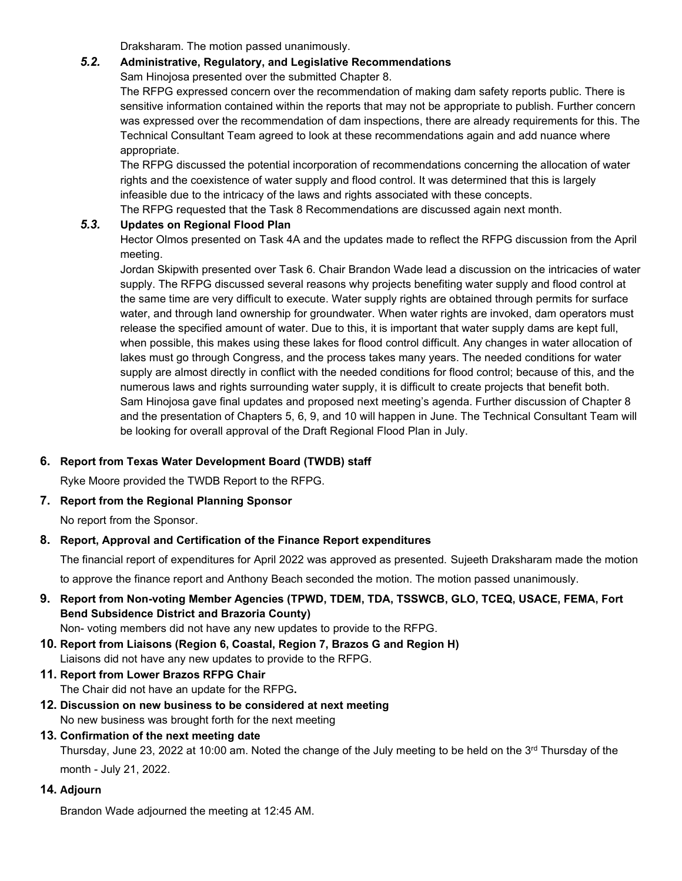Draksharam. The motion passed unanimously.

### *5.2.* Administrative, Regulatory, and Legislative Recommendations

Sam Hinojosa presented over the submitted Chapter 8.

The RFPG expressed concern over the recommendation of making dam safety reports public. There is sensitive information contained within the reports that may not be appropriate to publish. Further concern was expressed over the recommendation of dam inspections, there are already requirements for this. The Technical Consultant Team agreed to look at these recommendations again and add nuance where appropriate.

The RFPG discussed the potential incorporation of recommendations concerning the allocation of water rights and the coexistence of water supply and flood control. It was determined that this is largely infeasible due to the intricacy of the laws and rights associated with these concepts.

The RFPG requested that the Task 8 Recommendations are discussed again next month.

### *5.3.* Updates on Regional Flood Plan

Hector Olmos presented on Task 4A and the updates made to reflect the RFPG discussion from the April meeting.

Jordan Skipwith presented over Task 6. Chair Brandon Wade lead a discussion on the intricacies of water supply. The RFPG discussed several reasons why projects benefiting water supply and flood control at the same time are very difficult to execute. Water supply rights are obtained through permits for surface water, and through land ownership for groundwater. When water rights are invoked, dam operators must release the specified amount of water. Due to this, it is important that water supply dams are kept full, when possible, this makes using these lakes for flood control difficult. Any changes in water allocation of lakes must go through Congress, and the process takes many years. The needed conditions for water supply are almost directly in conflict with the needed conditions for flood control; because of this, and the numerous laws and rights surrounding water supply, it is difficult to create projects that benefit both.

Sam Hinojosa gave final updates and proposed next meeting's agenda. Further discussion of Chapter 8 and the presentation of Chapters 5, 6, 9, and 10 will happen in June. The Technical Consultant Team will be looking for overall approval of the Draft Regional Flood Plan in July.

## 6. Report from Texas Water Development Board (TWDB) staff

Ryke Moore provided the TWDB Report to the RFPG.

## 7. Report from the Regional Planning Sponsor

No report from the Sponsor.

## 8. Report, Approval and Certification of the Finance Report expenditures

The financial report of expenditures for April 2022 was approved as presented. Sujeeth Draksharam made the motion to approve the finance report and Anthony Beach seconded the motion. The motion passed unanimously.

## 9. Report from Non-voting Member Agencies (TPWD, TDEM, TDA, TSSWCB, GLO, TCEQ, USACE, FEMA, Fort Bend Subsidence District and Brazoria County)

Non- voting members did not have any new updates to provide to the RFPG.

## 10. Report from Liaisons (Region 6, Coastal, Region 7, Brazos G and Region H)

Liaisons did not have any new updates to provide to the RFPG.

## 11. Report from Lower Brazos RFPG Chair

The Chair did not have an update for the RFPG.

## 12. Discussion on new business to be considered at next meeting

No new business was brought forth for the next meeting

## 13. Confirmation of the next meeting date

Thursday, June 23, 2022 at 10:00 am. Noted the change of the July meeting to be held on the 3rd Thursday of the month - July 21, 2022.

## 14. Adjourn

Brandon Wade adjourned the meeting at 12:45 AM.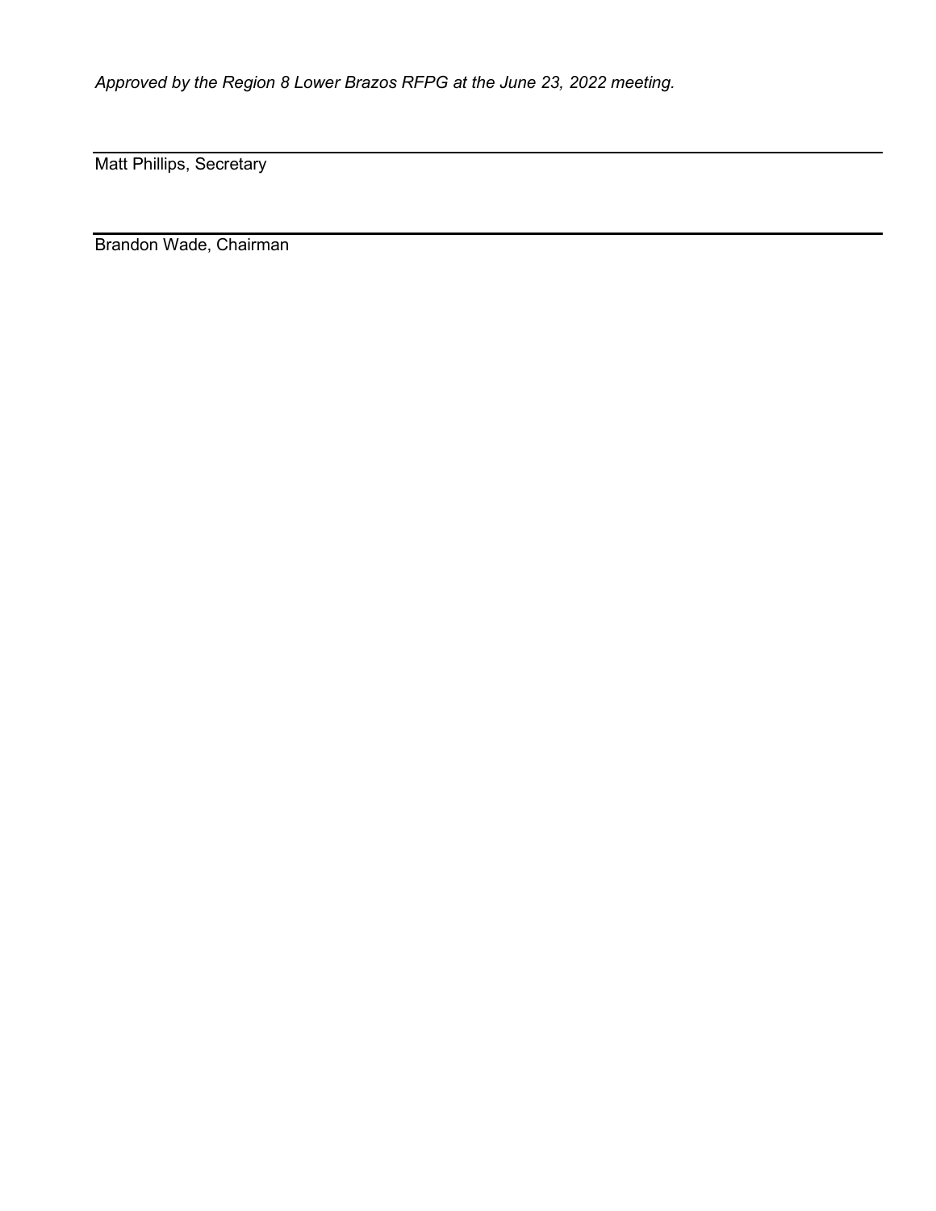*Approved by the Region 8 Lower Brazos RFPG at the June 23, 2022 meeting.*

---

Matt Phillips, Secretary

---

Brandon Wade, Chairman